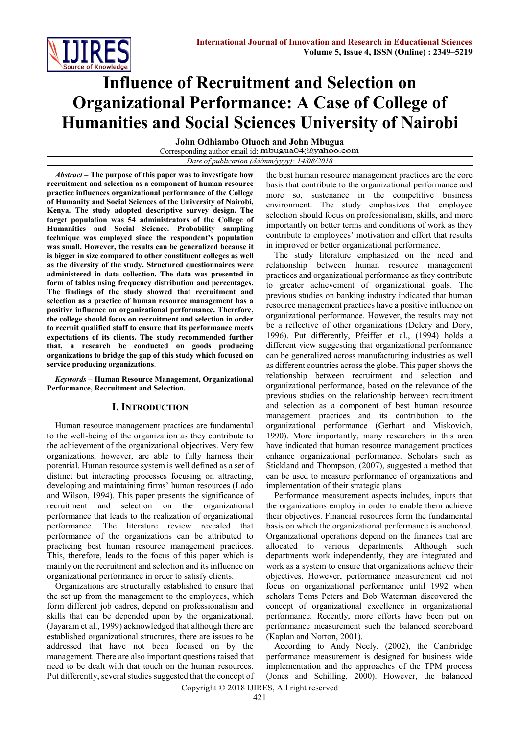# Influence of Recruitment and Selection on Organizational Performance: A Case of College of Humanities and Social Sciences University of Nairobi

**John Odhiambo Oluoch and John Mbugua**

Corresponding author email id: mbugua04@yahoo.com

*Date of publication (dd/mm/yyyy): 14/08/2018*

***Abstract* – The purpose of this paper was to investigate how recruitment and selection as a component of human resource practice influences organizational performance of the College of Humanity and Social Sciences of the University of Nairobi, Kenya. The study adopted descriptive survey design. The target population was 54 administrators of the College of Humanities and Social Science. Probability sampling technique was employed since the respondent's population was small. However, the results can be generalized because it is bigger in size compared to other constituent colleges as well as the diversity of the study. Structured questionnaires were administered in data collection. The data was presented in form of tables using frequency distribution and percentages. The findings of the study showed that recruitment and selection as a practice of human resource management has a positive influence on organizational performance. Therefore, the college should focus on recruitment and selection in order to recruit qualified staff to ensure that its performance meets expectations of its clients. The study recommended further that, a research be conducted on goods producing organizations to bridge the gap of this study which focused on service producing organizations**.

***Keywords* – Human Resource Management, Organizational Performance, Recruitment and Selection.**

## I. Introduction

Human resource management practices are fundamental to the well-being of the organization as they contribute to the achievement of the organizational objectives. Very few organizations, however, are able to fully harness their potential. Human resource system is well defined as a set of distinct but interacting processes focusing on attracting, developing and maintaining firms' human resources (Lado and Wilson, 1994). This paper presents the significance of recruitment and selection on the organizational performance that leads to the realization of organizational performance. The literature review revealed that performance of the organizations can be attributed to practicing best human resource management practices. This, therefore, leads to the focus of this paper which is mainly on the recruitment and selection and its influence on organizational performance in order to satisfy clients.

Organizations are structurally established to ensure that the set up from the management to the employees, which form different job cadres, depend on professionalism and skills that can be depended upon by the organizational. (Jayaram et al., 1999) acknowledged that although there are established organizational structures, there are issues to be addressed that have not been focused on by the management. There are also important questions raised that need to be dealt with that touch on the human resources. Put differently, several studies suggested that the concept of the best human resource management practices are the core basis that contribute to the organizational performance and more so, sustenance in the competitive business environment. The study emphasizes that employee selection should focus on professionalism, skills, and more importantly on better terms and conditions of work as they contribute to employees' motivation and effort that results in improved or better organizational performance.

The study literature emphasized on the need and relationship between human resource management practices and organizational performance as they contribute to greater achievement of organizational goals. The previous studies on banking industry indicated that human resource management practices have a positive influence on organizational performance. However, the results may not be a reflective of other organizations (Delery and Dory, 1996). Put differently, Pfeiffer et al., (1994) holds a different view suggesting that organizational performance can be generalized across manufacturing industries as well as different countries across the globe. This paper shows the relationship between recruitment and selection and organizational performance, based on the relevance of the previous studies on the relationship between recruitment and selection as a component of best human resource management practices and its contribution to the organizational performance (Gerhart and Miskovich, 1990). More importantly, many researchers in this area have indicated that human resource management practices enhance organizational performance. Scholars such as Stickland and Thompson, (2007), suggested a method that can be used to measure performance of organizations and implementation of their strategic plans.

Performance measurement aspects includes, inputs that the organizations employ in order to enable them achieve their objectives. Financial resources form the fundamental basis on which the organizational performance is anchored. Organizational operations depend on the finances that are allocated to various departments. Although such departments work independently, they are integrated and work as a system to ensure that organizations achieve their objectives. However, performance measurement did not focus on organizational performance until 1992 when scholars Toms Peters and Bob Waterman discovered the concept of organizational excellence in organizational performance. Recently, more efforts have been put on performance measurement such the balanced scoreboard (Kaplan and Norton, 2001).

According to Andy Neely, (2002), the Cambridge performance measurement is designed for business wide implementation and the approaches of the TPM process (Jones and Schilling, 2000). However, the balanced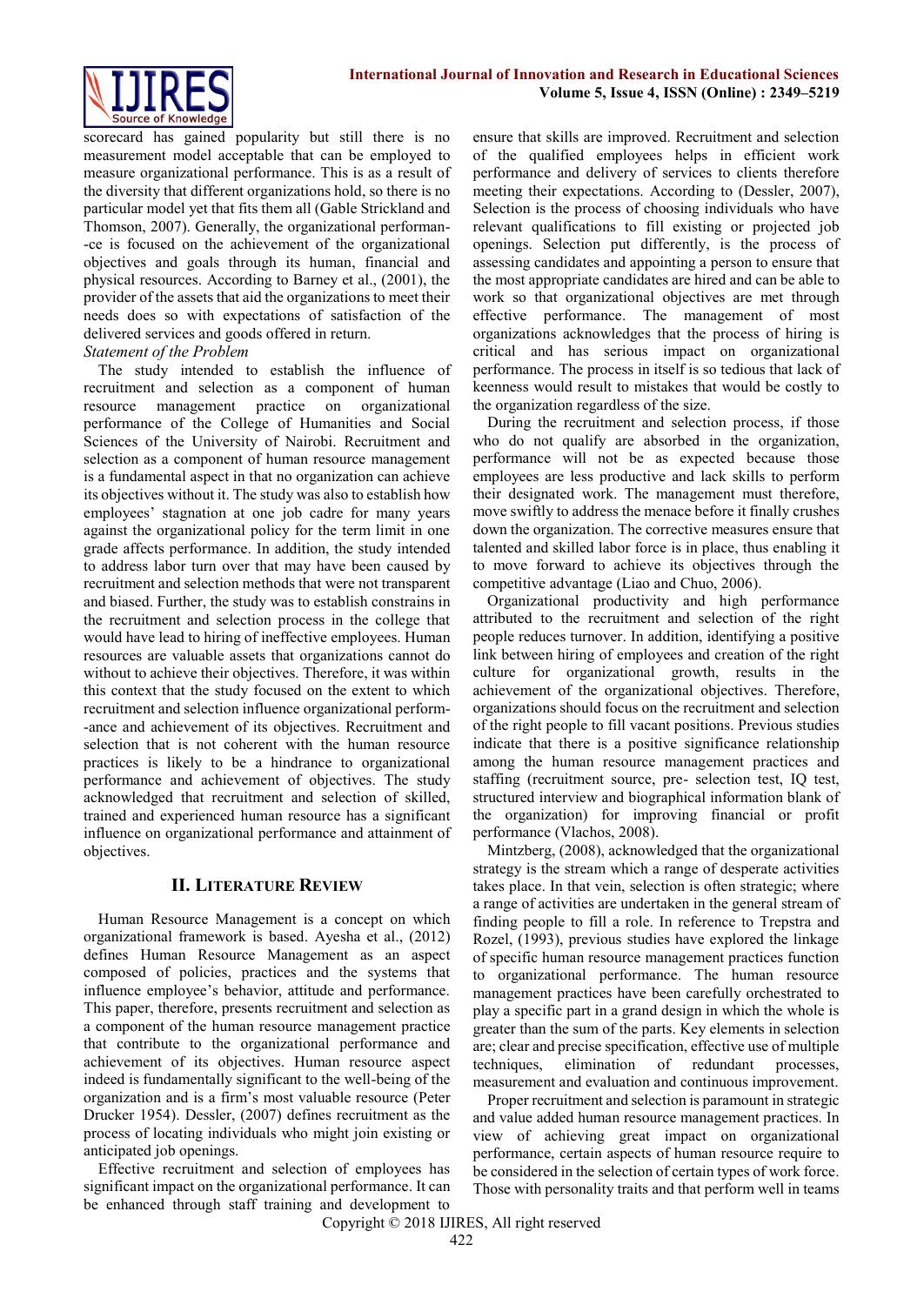scorecard has gained popularity but still there is no measurement model acceptable that can be employed to measure organizational performance. This is as a result of the diversity that different organizations hold, so there is no particular model yet that fits them all (Gable Strickland and Thomson, 2007). Generally, the organizational performance is focused on the achievement of the organizational objectives and goals through its human, financial and physical resources. According to Barney et al., (2001), the provider of the assets that aid the organizations to meet their needs does so with expectations of satisfaction of the delivered services and goods offered in return.

*Statement of the Problem*

The study intended to establish the influence of recruitment and selection as a component of human resource management practice on organizational performance of the College of Humanities and Social Sciences of the University of Nairobi. Recruitment and selection as a component of human resource management is a fundamental aspect in that no organization can achieve its objectives without it. The study was also to establish how employees' stagnation at one job cadre for many years against the organizational policy for the term limit in one grade affects performance. In addition, the study intended to address labor turn over that may have been caused by recruitment and selection methods that were not transparent and biased. Further, the study was to establish constrains in the recruitment and selection process in the college that would have lead to hiring of ineffective employees. Human resources are valuable assets that organizations cannot do without to achieve their objectives. Therefore, it was within this context that the study focused on the extent to which recruitment and selection influence organizational performance and achievement of its objectives. Recruitment and selection that is not coherent with the human resource practices is likely to be a hindrance to organizational performance and achievement of objectives. The study acknowledged that recruitment and selection of skilled, trained and experienced human resource has a significant influence on organizational performance and attainment of objectives.

## II. Literature Review

Human Resource Management is a concept on which organizational framework is based. Ayesha et al., (2012) defines Human Resource Management as an aspect composed of policies, practices and the systems that influence employee's behavior, attitude and performance. This paper, therefore, presents recruitment and selection as a component of the human resource management practice that contribute to the organizational performance and achievement of its objectives. Human resource aspect indeed is fundamentally significant to the well-being of the organization and is a firm's most valuable resource (Peter Drucker 1954). Dessler, (2007) defines recruitment as the process of locating individuals who might join existing or anticipated job openings.

Effective recruitment and selection of employees has significant impact on the organizational performance. It can be enhanced through staff training and development to ensure that skills are improved. Recruitment and selection of the qualified employees helps in efficient work performance and delivery of services to clients therefore meeting their expectations. According to (Dessler, 2007), Selection is the process of choosing individuals who have relevant qualifications to fill existing or projected job openings. Selection put differently, is the process of assessing candidates and appointing a person to ensure that the most appropriate candidates are hired and can be able to work so that organizational objectives are met through effective performance. The management of most organizations acknowledges that the process of hiring is critical and has serious impact on organizational performance. The process in itself is so tedious that lack of keenness would result to mistakes that would be costly to the organization regardless of the size.

During the recruitment and selection process, if those who do not qualify are absorbed in the organization, performance will not be as expected because those employees are less productive and lack skills to perform their designated work. The management must therefore, move swiftly to address the menace before it finally crushes down the organization. The corrective measures ensure that talented and skilled labor force is in place, thus enabling it to move forward to achieve its objectives through the competitive advantage (Liao and Chuo, 2006).

Organizational productivity and high performance attributed to the recruitment and selection of the right people reduces turnover. In addition, identifying a positive link between hiring of employees and creation of the right culture for organizational growth, results in the achievement of the organizational objectives. Therefore, organizations should focus on the recruitment and selection of the right people to fill vacant positions. Previous studies indicate that there is a positive significance relationship among the human resource management practices and staffing (recruitment source, pre- selection test, IQ test, structured interview and biographical information blank of the organization) for improving financial or profit performance (Vlachos, 2008).

Mintzberg, (2008), acknowledged that the organizational strategy is the stream which a range of desperate activities takes place. In that vein, selection is often strategic; where a range of activities are undertaken in the general stream of finding people to fill a role. In reference to Trepstra and Rozel, (1993), previous studies have explored the linkage of specific human resource management practices function to organizational performance. The human resource management practices have been carefully orchestrated to play a specific part in a grand design in which the whole is greater than the sum of the parts. Key elements in selection are; clear and precise specification, effective use of multiple techniques, elimination of redundant processes, measurement and evaluation and continuous improvement.

Proper recruitment and selection is paramount in strategic and value added human resource management practices. In view of achieving great impact on organizational performance, certain aspects of human resource require to be considered in the selection of certain types of work force. Those with personality traits and that perform well in teams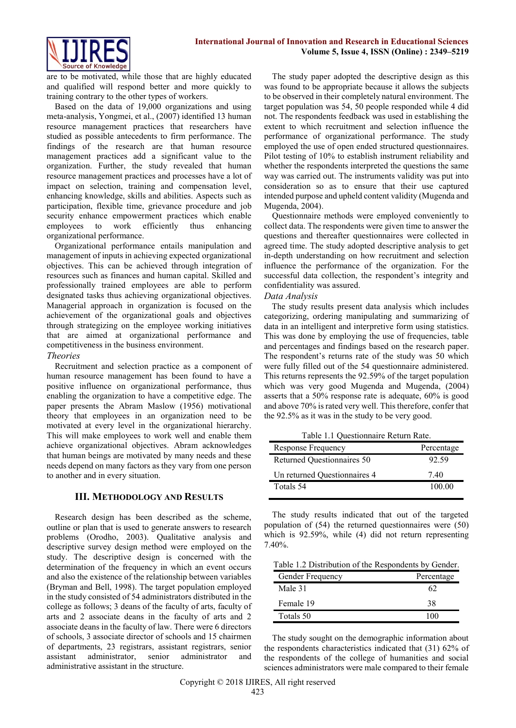are to be motivated, while those that are highly educated and qualified will respond better and more quickly to training contrary to the other types of workers.

Based on the data of 19,000 organizations and using meta-analysis, Yongmei, et al., (2007) identified 13 human resource management practices that researchers have studied as possible antecedents to firm performance. The findings of the research are that human resource management practices add a significant value to the organization. Further, the study revealed that human resource management practices and processes have a lot of impact on selection, training and compensation level, enhancing knowledge, skills and abilities. Aspects such as participation, flexible time, grievance procedure and job security enhance empowerment practices which enable employees to work efficiently thus enhancing organizational performance.

Organizational performance entails manipulation and management of inputs in achieving expected organizational objectives. This can be achieved through integration of resources such as finances and human capital. Skilled and professionally trained employees are able to perform designated tasks thus achieving organizational objectives. Managerial approach in organization is focused on the achievement of the organizational goals and objectives through strategizing on the employee working initiatives that are aimed at organizational performance and competitiveness in the business environment.

*Theories*

Recruitment and selection practice as a component of human resource management has been found to have a positive influence on organizational performance, thus enabling the organization to have a competitive edge. The paper presents the Abram Maslow (1956) motivational theory that employees in an organization need to be motivated at every level in the organizational hierarchy. This will make employees to work well and enable them achieve organizational objectives. Abram acknowledges that human beings are motivated by many needs and these needs depend on many factors as they vary from one person to another and in every situation.

## III. Methodology and Results

Research design has been described as the scheme, outline or plan that is used to generate answers to research problems (Orodho, 2003). Qualitative analysis and descriptive survey design method were employed on the study. The descriptive design is concerned with the determination of the frequency in which an event occurs and also the existence of the relationship between variables (Bryman and Bell, 1998). The target population employed in the study consisted of 54 administrators distributed in the college as follows; 3 deans of the faculty of arts, faculty of arts and 2 associate deans in the faculty of arts and 2 associate deans in the faculty of law. There were 6 directors of schools, 3 associate director of schools and 15 chairmen of departments, 23 registrars, assistant registrars, senior assistant administrator, senior administrator and administrative assistant in the structure.

The study paper adopted the descriptive design as this was found to be appropriate because it allows the subjects to be observed in their completely natural environment. The target population was 54, 50 people responded while 4 did not. The respondents feedback was used in establishing the extent to which recruitment and selection influence the performance of organizational performance. The study employed the use of open ended structured questionnaires. Pilot testing of 10% to establish instrument reliability and whether the respondents interpreted the questions the same way was carried out. The instruments validity was put into consideration so as to ensure that their use captured intended purpose and upheld content validity (Mugenda and Mugenda, 2004).

Questionnaire methods were employed conveniently to collect data. The respondents were given time to answer the questions and thereafter questionnaires were collected in agreed time. The study adopted descriptive analysis to get in-depth understanding on how recruitment and selection influence the performance of the organization. For the successful data collection, the respondent's integrity and confidentiality was assured.

*Data Analysis*

The study results present data analysis which includes categorizing, ordering manipulating and summarizing of data in an intelligent and interpretive form using statistics. This was done by employing the use of frequencies, table and percentages and findings based on the research paper. The respondent's returns rate of the study was 50 which were fully filled out of the 54 questionnaire administered. This returns represents the 92.59% of the target population which was very good Mugenda and Mugenda, (2004) asserts that a 50% response rate is adequate, 60% is good and above 70% is rated very well. This therefore, confer that the 92.5% as it was in the study to be very good.

Table 1.1 Questionnaire Return Rate.

| Response Frequency | Percentage |
|---|---|
| Returned Questionnaires 50 | 92.59 |
| Un returned Questionnaires 4 | 7.40 |
| Totals 54 | 100.00 |

The study results indicated that out of the targeted population of (54) the returned questionnaires were (50) which is 92.59%, while (4) did not return representing 7.40%.

Table 1.2 Distribution of the Respondents by Gender.

| Gender Frequency | Percentage |
|---|---|
| Male 31 | 62 |
| Female 19 | 38 |
| Totals 50 | 100 |

The study sought on the demographic information about the respondents characteristics indicated that (31) 62% of the respondents of the college of humanities and social sciences administrators were male compared to their female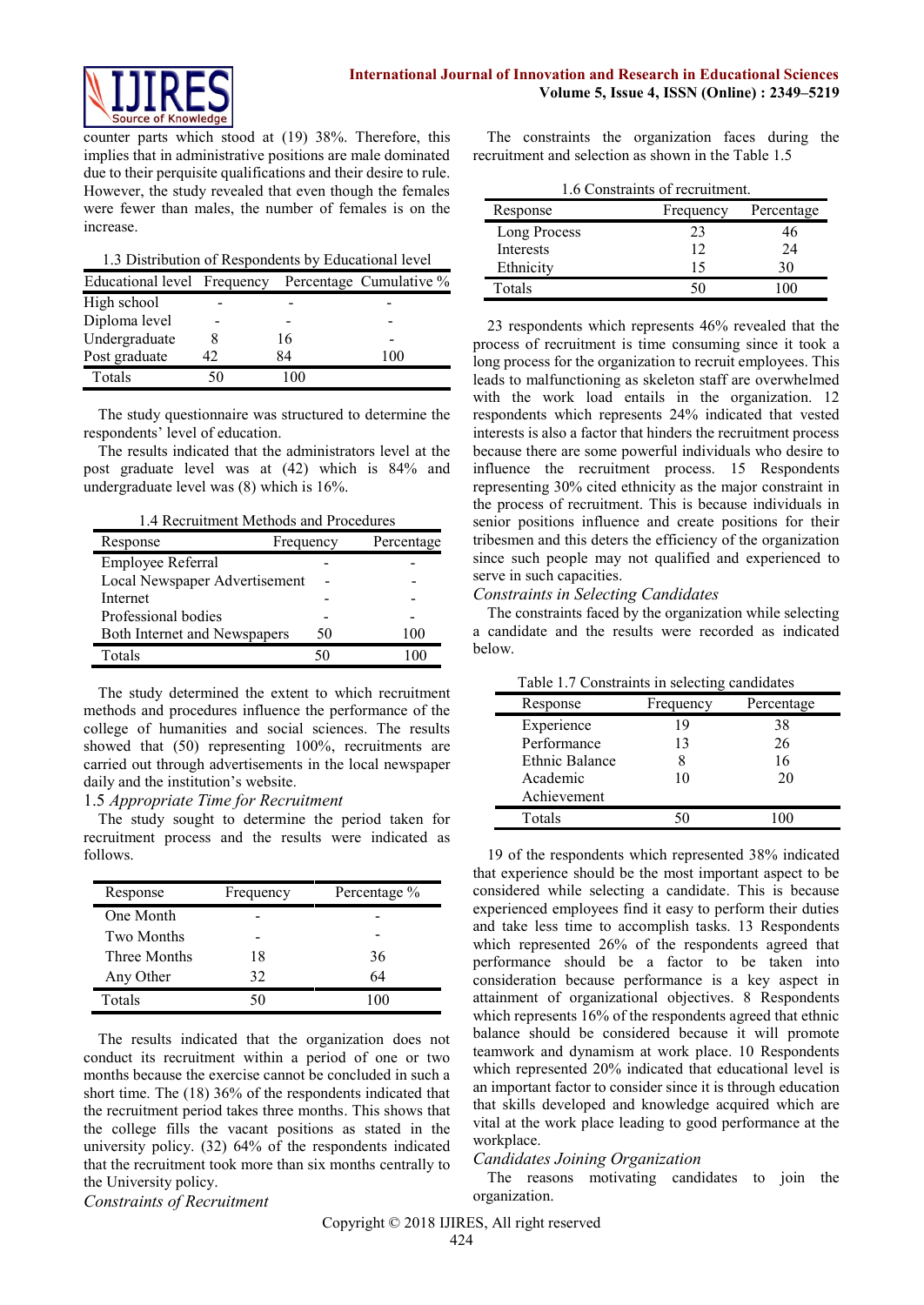counter parts which stood at (19) 38%. Therefore, this implies that in administrative positions are male dominated due to their perquisite qualifications and their desire to rule. However, the study revealed that even though the females were fewer than males, the number of females is on the increase.

1.3 Distribution of Respondents by Educational level

| Educational level | Frequency | Percentage | Cumulative % |
|---|---|---|---|
| High school | - | - | - |
| Diploma level | - | - | - |
| Undergraduate | 8 | 16 | - |
| Post graduate | 42 | 84 | 100 |
| Totals | 50 | 100 | |

The study questionnaire was structured to determine the respondents' level of education.

The results indicated that the administrators level at the post graduate level was at (42) which is 84% and undergraduate level was (8) which is 16%.

1.4 Recruitment Methods and Procedures

| Response | Frequency | Percentage |
|---|---|---|
| Employee Referral | - | - |
| Local Newspaper Advertisement | - | - |
| Internet | - | - |
| Professional bodies | - | - |
| Both Internet and Newspapers | 50 | 100 |
| Totals | 50 | 100 |

The study determined the extent to which recruitment methods and procedures influence the performance of the college of humanities and social sciences. The results showed that (50) representing 100%, recruitments are carried out through advertisements in the local newspaper daily and the institution's website.

1.5 *Appropriate Time for Recruitment*

The study sought to determine the period taken for recruitment process and the results were indicated as follows.

| Response | Frequency | Percentage % |
|---|---|---|
| One Month | - | - |
| Two Months | - | - |
| Three Months | 18 | 36 |
| Any Other | 32 | 64 |
| Totals | 50 | 100 |

The results indicated that the organization does not conduct its recruitment within a period of one or two months because the exercise cannot be concluded in such a short time. The (18) 36% of the respondents indicated that the recruitment period takes three months. This shows that the college fills the vacant positions as stated in the university policy. (32) 64% of the respondents indicated that the recruitment took more than six months centrally to the University policy.

*Constraints of Recruitment*

The constraints the organization faces during the recruitment and selection as shown in the Table 1.5

1.6 Constraints of recruitment.

| Response | Frequency | Percentage |
|---|---|---|
| Long Process | 23 | 46 |
| Interests | 12 | 24 |
| Ethnicity | 15 | 30 |
| Totals | 50 | 100 |

23 respondents which represents 46% revealed that the process of recruitment is time consuming since it took a long process for the organization to recruit employees. This leads to malfunctioning as skeleton staff are overwhelmed with the work load entails in the organization. 12 respondents which represents 24% indicated that vested interests is also a factor that hinders the recruitment process because there are some powerful individuals who desire to influence the recruitment process. 15 Respondents representing 30% cited ethnicity as the major constraint in the process of recruitment. This is because individuals in senior positions influence and create positions for their tribesmen and this deters the efficiency of the organization since such people may not qualified and experienced to serve in such capacities.

*Constraints in Selecting Candidates*

The constraints faced by the organization while selecting a candidate and the results were recorded as indicated below.

Table 1.7 Constraints in selecting candidates

| Response | Frequency | Percentage |
|---|---|---|
| Experience | 19 | 38 |
| Performance | 13 | 26 |
| Ethnic Balance | 8 | 16 |
| Academic Achievement | 10 | 20 |
| Totals | 50 | 100 |

19 of the respondents which represented 38% indicated that experience should be the most important aspect to be considered while selecting a candidate. This is because experienced employees find it easy to perform their duties and take less time to accomplish tasks. 13 Respondents which represented 26% of the respondents agreed that performance should be a factor to be taken into consideration because performance is a key aspect in attainment of organizational objectives. 8 Respondents which represents 16% of the respondents agreed that ethnic balance should be considered because it will promote teamwork and dynamism at work place. 10 Respondents which represented 20% indicated that educational level is an important factor to consider since it is through education that skills developed and knowledge acquired which are vital at the work place leading to good performance at the workplace.

*Candidates Joining Organization*

The reasons motivating candidates to join the organization.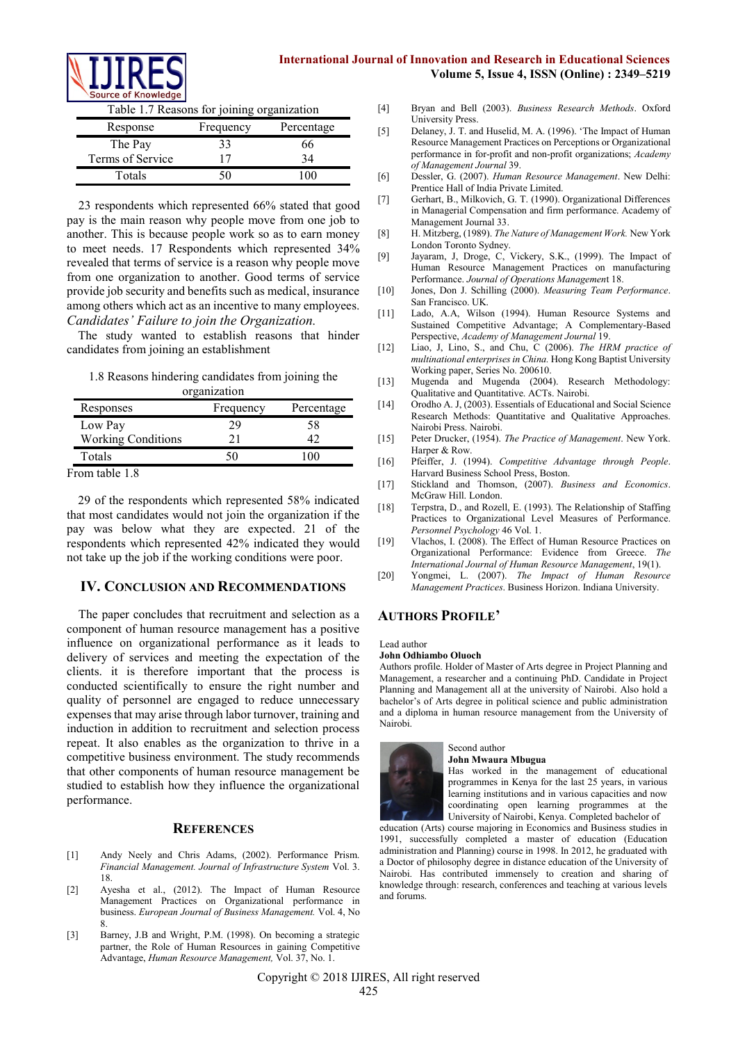Table 1.7 Reasons for joining organization

| Response | Frequency | Percentage |
|---|---|---|
| The Pay | 33 | 66 |
| Terms of Service | 17 | 34 |
| Totals | 50 | 100 |

23 respondents which represented 66% stated that good pay is the main reason why people move from one job to another. This is because people work so as to earn money to meet needs. 17 Respondents which represented 34% revealed that terms of service is a reason why people move from one organization to another. Good terms of service provide job security and benefits such as medical, insurance among others which act as an incentive to many employees.

*Candidates' Failure to join the Organization.*

The study wanted to establish reasons that hinder candidates from joining an establishment

1.8 Reasons hindering candidates from joining the organization

| Responses | Frequency | Percentage |
|---|---|---|
| Low Pay | 29 | 58 |
| Working Conditions | 21 | 42 |
| Totals | 50 | 100 |

From table 1.8

29 of the respondents which represented 58% indicated that most candidates would not join the organization if the pay was below what they are expected. 21 of the respondents which represented 42% indicated they would not take up the job if the working conditions were poor.

## IV. Conclusion and Recommendations

The paper concludes that recruitment and selection as a component of human resource management has a positive influence on organizational performance as it leads to delivery of services and meeting the expectation of the clients. it is therefore important that the process is conducted scientifically to ensure the right number and quality of personnel are engaged to reduce unnecessary expenses that may arise through labor turnover, training and induction in addition to recruitment and selection process repeat. It also enables as the organization to thrive in a competitive business environment. The study recommends that other components of human resource management be studied to establish how they influence the organizational performance.

## References

[1] Andy Neely and Chris Adams, (2002). Performance Prism. *Financial Management. Journal of Infrastructure System* Vol. 3. 18.

[2] Ayesha et al., (2012). The Impact of Human Resource Management Practices on Organizational performance in business. *European Journal of Business Management.* Vol. 4, No 8.

[3] Barney, J.B and Wright, P.M. (1998). On becoming a strategic partner, the Role of Human Resources in gaining Competitive Advantage, *Human Resource Management,* Vol. 37, No. 1.

[4] Bryan and Bell (2003). *Business Research Methods*. Oxford University Press.

[5] Delaney, J. T. and Huselid, M. A. (1996). 'The Impact of Human Resource Management Practices on Perceptions or Organizational performance in for-profit and non-profit organizations; *Academy of Management Journal* 39.

[6] Dessler, G. (2007). *Human Resource Management*. New Delhi: Prentice Hall of India Private Limited.

[7] Gerhart, B., Milkovich, G. T. (1990). Organizational Differences in Managerial Compensation and firm performance. Academy of Management Journal 33.

[8] H. Mitzberg, (1989). *The Nature of Management Work.* New York London Toronto Sydney.

[9] Jayaram, J, Droge, C, Vickery, S.K., (1999). The Impact of Human Resource Management Practices on manufacturing Performance. *Journal of Operations Management* 18.

[10] Jones, Don J. Schilling (2000). *Measuring Team Performance*. San Francisco. UK.

[11] Lado, A.A, Wilson (1994). Human Resource Systems and Sustained Competitive Advantage; A Complementary-Based Perspective, *Academy of Management Journal* 19.

[12] Liao, J, Lino, S., and Chu, C (2006). *The HRM practice of multinational enterprises in China.* Hong Kong Baptist University Working paper, Series No. 200610.

[13] Mugenda and Mugenda (2004). Research Methodology: Qualitative and Quantitative. ACTs. Nairobi.

[14] Orodho A. J, (2003). Essentials of Educational and Social Science Research Methods: Quantitative and Qualitative Approaches. Nairobi Press. Nairobi.

[15] Peter Drucker, (1954). *The Practice of Management*. New York. Harper & Row.

[16] Pfeiffer, J. (1994). *Competitive Advantage through People*. Harvard Business School Press, Boston.

[17] Stickland and Thomson, (2007). *Business and Economics*. McGraw Hill. London.

[18] Terpstra, D., and Rozell, E. (1993). The Relationship of Staffing Practices to Organizational Level Measures of Performance. *Personnel Psychology* 46 Vol. 1.

[19] Vlachos, I. (2008). The Effect of Human Resource Practices on Organizational Performance: Evidence from Greece. *The International Journal of Human Resource Management*, 19(1).

[20] Yongmei, L. (2007). *The Impact of Human Resource Management Practices*. Business Horizon. Indiana University.

## Authors Profile'

Lead author

**John Odhiambo Oluoch**

Authors profile. Holder of Master of Arts degree in Project Planning and Management, a researcher and a continuing PhD. Candidate in Project Planning and Management all at the university of Nairobi. Also hold a bachelor's of Arts degree in political science and public administration and a diploma in human resource management from the University of Nairobi.

Second author

**John Mwaura Mbugua**

Has worked in the management of educational programmes in Kenya for the last 25 years, in various learning institutions and in various capacities and now coordinating open learning programmes at the University of Nairobi, Kenya. Completed bachelor of education (Arts) course majoring in Economics and Business studies in 1991, successfully completed a master of education (Education administration and Planning) course in 1998. In 2012, he graduated with a Doctor of philosophy degree in distance education of the University of Nairobi. Has contributed immensely to creation and sharing of knowledge through: research, conferences and teaching at various levels and forums.